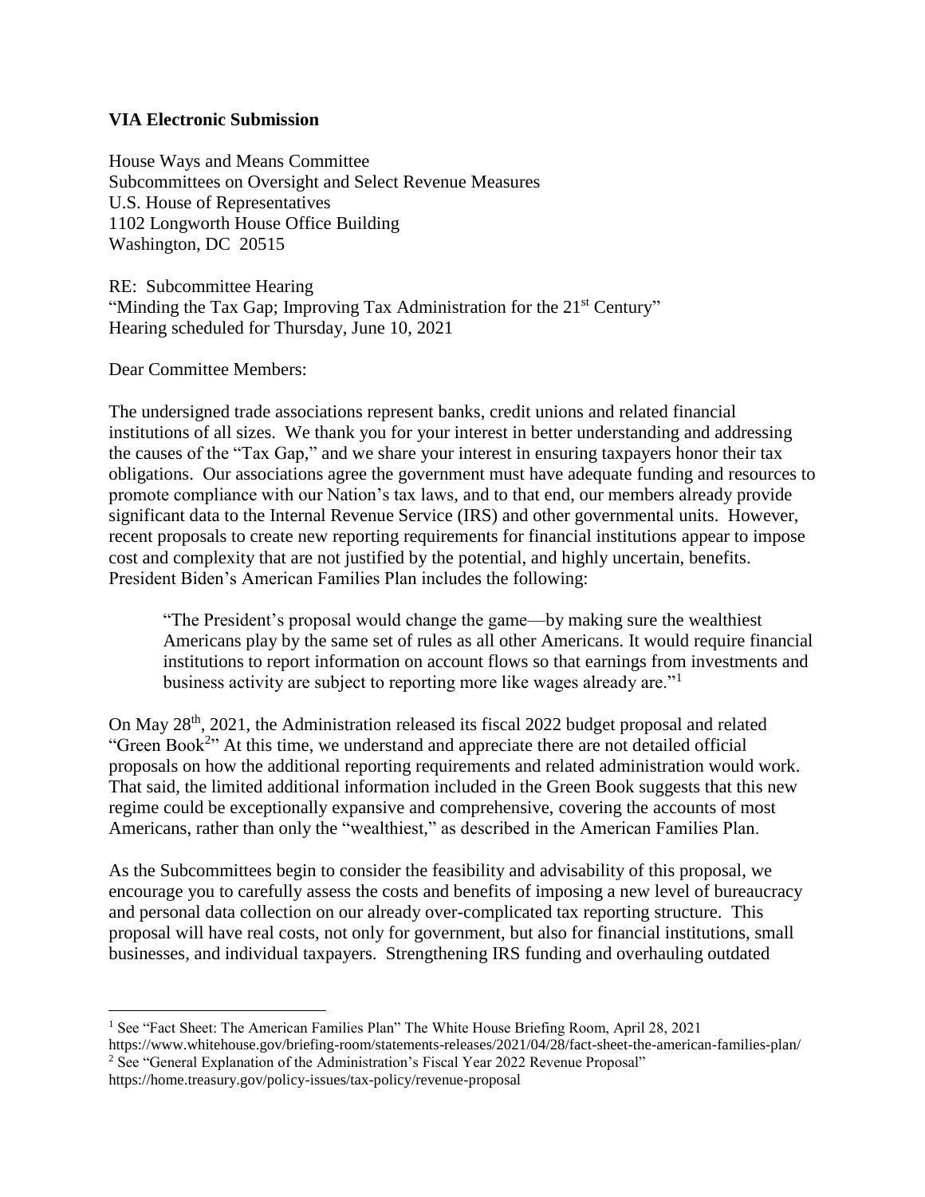**VIA Electronic Submission**

House Ways and Means Committee
Subcommittees on Oversight and Select Revenue Measures
U.S. House of Representatives
1102 Longworth House Office Building
Washington, DC 20515

RE: Subcommittee Hearing
"Minding the Tax Gap; Improving Tax Administration for the 21st Century"
Hearing scheduled for Thursday, June 10, 2021

Dear Committee Members:

The undersigned trade associations represent banks, credit unions and related financial institutions of all sizes. We thank you for your interest in better understanding and addressing the causes of the "Tax Gap," and we share your interest in ensuring taxpayers honor their tax obligations. Our associations agree the government must have adequate funding and resources to promote compliance with our Nation's tax laws, and to that end, our members already provide significant data to the Internal Revenue Service (IRS) and other governmental units. However, recent proposals to create new reporting requirements for financial institutions appear to impose cost and complexity that are not justified by the potential, and highly uncertain, benefits. President Biden's American Families Plan includes the following:

> "The President's proposal would change the game—by making sure the wealthiest Americans play by the same set of rules as all other Americans. It would require financial institutions to report information on account flows so that earnings from investments and business activity are subject to reporting more like wages already are."[1]

On May 28th, 2021, the Administration released its fiscal 2022 budget proposal and related "Green Book[2]" At this time, we understand and appreciate there are not detailed official proposals on how the additional reporting requirements and related administration would work. That said, the limited additional information included in the Green Book suggests that this new regime could be exceptionally expansive and comprehensive, covering the accounts of most Americans, rather than only the "wealthiest," as described in the American Families Plan.

As the Subcommittees begin to consider the feasibility and advisability of this proposal, we encourage you to carefully assess the costs and benefits of imposing a new level of bureaucracy and personal data collection on our already over-complicated tax reporting structure. This proposal will have real costs, not only for government, but also for financial institutions, small businesses, and individual taxpayers. Strengthening IRS funding and overhauling outdated

---

[1] See "Fact Sheet: The American Families Plan" The White House Briefing Room, April 28, 2021 https://www.whitehouse.gov/briefing-room/statements-releases/2021/04/28/fact-sheet-the-american-families-plan/

[2] See "General Explanation of the Administration's Fiscal Year 2022 Revenue Proposal" https://home.treasury.gov/policy-issues/tax-policy/revenue-proposal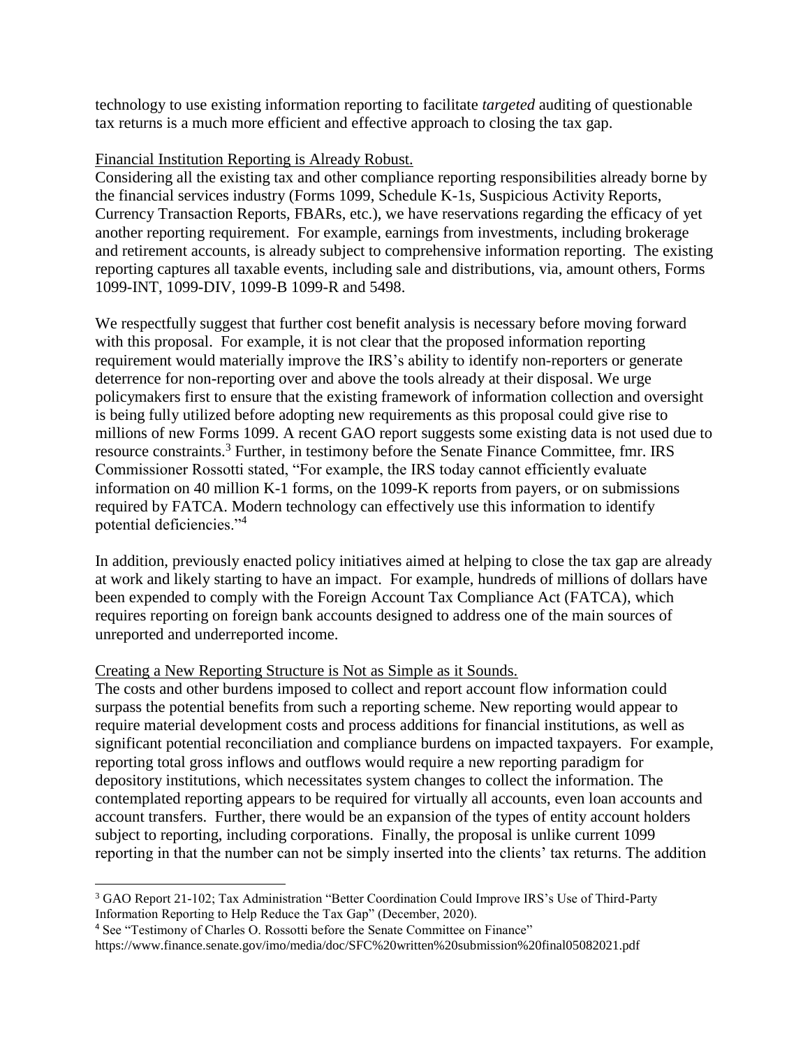technology to use existing information reporting to facilitate *targeted* auditing of questionable tax returns is a much more efficient and effective approach to closing the tax gap.

Financial Institution Reporting is Already Robust.

Considering all the existing tax and other compliance reporting responsibilities already borne by the financial services industry (Forms 1099, Schedule K-1s, Suspicious Activity Reports, Currency Transaction Reports, FBARs, etc.), we have reservations regarding the efficacy of yet another reporting requirement. For example, earnings from investments, including brokerage and retirement accounts, is already subject to comprehensive information reporting. The existing reporting captures all taxable events, including sale and distributions, via, amount others, Forms 1099-INT, 1099-DIV, 1099-B 1099-R and 5498.

We respectfully suggest that further cost benefit analysis is necessary before moving forward with this proposal. For example, it is not clear that the proposed information reporting requirement would materially improve the IRS's ability to identify non-reporters or generate deterrence for non-reporting over and above the tools already at their disposal. We urge policymakers first to ensure that the existing framework of information collection and oversight is being fully utilized before adopting new requirements as this proposal could give rise to millions of new Forms 1099. A recent GAO report suggests some existing data is not used due to resource constraints.[3] Further, in testimony before the Senate Finance Committee, fmr. IRS Commissioner Rossotti stated, "For example, the IRS today cannot efficiently evaluate information on 40 million K-1 forms, on the 1099-K reports from payers, or on submissions required by FATCA. Modern technology can effectively use this information to identify potential deficiencies."[4]

In addition, previously enacted policy initiatives aimed at helping to close the tax gap are already at work and likely starting to have an impact. For example, hundreds of millions of dollars have been expended to comply with the Foreign Account Tax Compliance Act (FATCA), which requires reporting on foreign bank accounts designed to address one of the main sources of unreported and underreported income.

Creating a New Reporting Structure is Not as Simple as it Sounds.

The costs and other burdens imposed to collect and report account flow information could surpass the potential benefits from such a reporting scheme. New reporting would appear to require material development costs and process additions for financial institutions, as well as significant potential reconciliation and compliance burdens on impacted taxpayers. For example, reporting total gross inflows and outflows would require a new reporting paradigm for depository institutions, which necessitates system changes to collect the information. The contemplated reporting appears to be required for virtually all accounts, even loan accounts and account transfers. Further, there would be an expansion of the types of entity account holders subject to reporting, including corporations. Finally, the proposal is unlike current 1099 reporting in that the number can not be simply inserted into the clients' tax returns. The addition

---

[3] GAO Report 21-102; Tax Administration "Better Coordination Could Improve IRS's Use of Third-Party Information Reporting to Help Reduce the Tax Gap" (December, 2020).

[4] See "Testimony of Charles O. Rossotti before the Senate Committee on Finance" https://www.finance.senate.gov/imo/media/doc/SFC%20written%20submission%20final05082021.pdf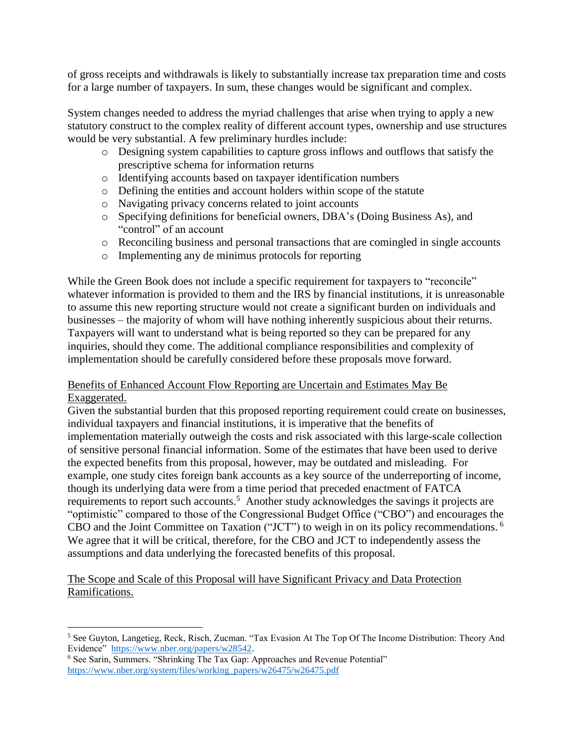of gross receipts and withdrawals is likely to substantially increase tax preparation time and costs for a large number of taxpayers. In sum, these changes would be significant and complex.

System changes needed to address the myriad challenges that arise when trying to apply a new statutory construct to the complex reality of different account types, ownership and use structures would be very substantial. A few preliminary hurdles include:

- Designing system capabilities to capture gross inflows and outflows that satisfy the prescriptive schema for information returns
- Identifying accounts based on taxpayer identification numbers
- Defining the entities and account holders within scope of the statute
- Navigating privacy concerns related to joint accounts
- Specifying definitions for beneficial owners, DBA's (Doing Business As), and "control" of an account
- Reconciling business and personal transactions that are comingled in single accounts
- Implementing any de minimus protocols for reporting

While the Green Book does not include a specific requirement for taxpayers to "reconcile" whatever information is provided to them and the IRS by financial institutions, it is unreasonable to assume this new reporting structure would not create a significant burden on individuals and businesses – the majority of whom will have nothing inherently suspicious about their returns. Taxpayers will want to understand what is being reported so they can be prepared for any inquiries, should they come. The additional compliance responsibilities and complexity of implementation should be carefully considered before these proposals move forward.

<u>Benefits of Enhanced Account Flow Reporting are Uncertain and Estimates May Be Exaggerated.</u>

Given the substantial burden that this proposed reporting requirement could create on businesses, individual taxpayers and financial institutions, it is imperative that the benefits of implementation materially outweigh the costs and risk associated with this large-scale collection of sensitive personal financial information. Some of the estimates that have been used to derive the expected benefits from this proposal, however, may be outdated and misleading. For example, one study cites foreign bank accounts as a key source of the underreporting of income, though its underlying data were from a time period that preceded enactment of FATCA requirements to report such accounts.[5] Another study acknowledges the savings it projects are "optimistic" compared to those of the Congressional Budget Office ("CBO") and encourages the CBO and the Joint Committee on Taxation ("JCT") to weigh in on its policy recommendations.[6] We agree that it will be critical, therefore, for the CBO and JCT to independently assess the assumptions and data underlying the forecasted benefits of this proposal.

<u>The Scope and Scale of this Proposal will have Significant Privacy and Data Protection Ramifications.</u>

---

[5] See Guyton, Langetieg, Reck, Risch, Zucman. "Tax Evasion At The Top Of The Income Distribution: Theory And Evidence" https://www.nber.org/papers/w28542.

[6] See Sarin, Summers. "Shrinking The Tax Gap: Approaches and Revenue Potential" https://www.nber.org/system/files/working_papers/w26475/w26475.pdf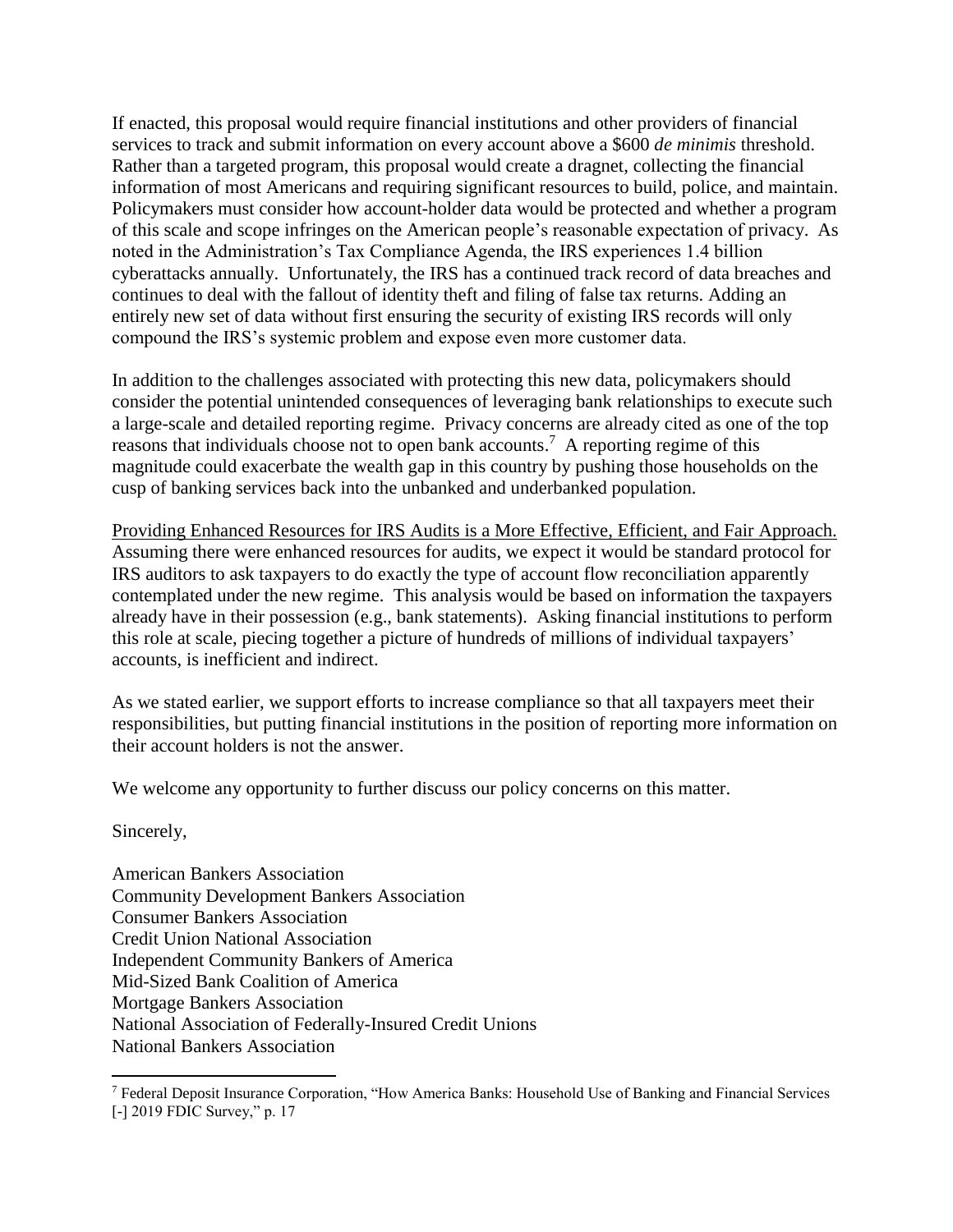If enacted, this proposal would require financial institutions and other providers of financial services to track and submit information on every account above a $600 *de minimis* threshold. Rather than a targeted program, this proposal would create a dragnet, collecting the financial information of most Americans and requiring significant resources to build, police, and maintain. Policymakers must consider how account-holder data would be protected and whether a program of this scale and scope infringes on the American people's reasonable expectation of privacy. As noted in the Administration's Tax Compliance Agenda, the IRS experiences 1.4 billion cyberattacks annually. Unfortunately, the IRS has a continued track record of data breaches and continues to deal with the fallout of identity theft and filing of false tax returns. Adding an entirely new set of data without first ensuring the security of existing IRS records will only compound the IRS's systemic problem and expose even more customer data.

In addition to the challenges associated with protecting this new data, policymakers should consider the potential unintended consequences of leveraging bank relationships to execute such a large-scale and detailed reporting regime. Privacy concerns are already cited as one of the top reasons that individuals choose not to open bank accounts.[7] A reporting regime of this magnitude could exacerbate the wealth gap in this country by pushing those households on the cusp of banking services back into the unbanked and underbanked population.

<u>Providing Enhanced Resources for IRS Audits is a More Effective, Efficient, and Fair Approach.</u> Assuming there were enhanced resources for audits, we expect it would be standard protocol for IRS auditors to ask taxpayers to do exactly the type of account flow reconciliation apparently contemplated under the new regime. This analysis would be based on information the taxpayers already have in their possession (e.g., bank statements). Asking financial institutions to perform this role at scale, piecing together a picture of hundreds of millions of individual taxpayers' accounts, is inefficient and indirect.

As we stated earlier, we support efforts to increase compliance so that all taxpayers meet their responsibilities, but putting financial institutions in the position of reporting more information on their account holders is not the answer.

We welcome any opportunity to further discuss our policy concerns on this matter.

Sincerely,

American Bankers Association
Community Development Bankers Association
Consumer Bankers Association
Credit Union National Association
Independent Community Bankers of America
Mid-Sized Bank Coalition of America
Mortgage Bankers Association
National Association of Federally-Insured Credit Unions
National Bankers Association

---

[7] Federal Deposit Insurance Corporation, "How America Banks: Household Use of Banking and Financial Services [-] 2019 FDIC Survey," p. 17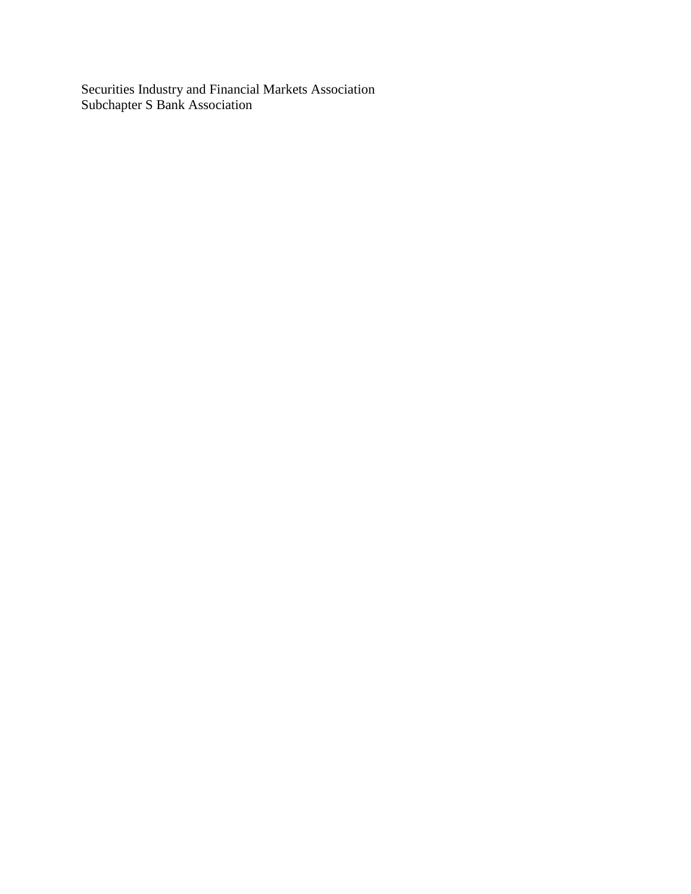Securities Industry and Financial Markets Association
Subchapter S Bank Association